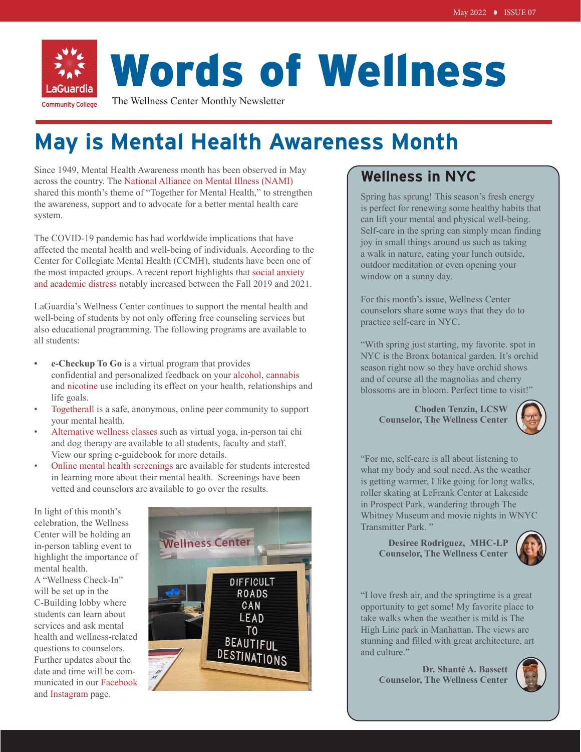# Words of Wellness

The Wellness Center Monthly Newsletter

## May is Mental Health Awareness Month

Since 1949, Mental Health Awareness month has been observed in May across the country. The National Alliance on Mental Illness (NAMI) shared this month's theme of "Together for Mental Health," to strengthen the awareness, support and to advocate for a better mental health care system.

The COVID-19 pandemic has had worldwide implications that have affected the mental health and well-being of individuals. According to the Center for Collegiate Mental Health (CCMH), students have been one of the most impacted groups. A recent report highlights that social anxiety and academic distress notably increased between the Fall 2019 and 2021.

LaGuardia's Wellness Center continues to support the mental health and well-being of students by not only offering free counseling services but also educational programming. The following programs are available to all students:

- **e-Checkup To Go** is a virtual program that provides confidential and personalized feedback on your alcohol, cannabis and nicotine use including its effect on your health, relationships and life goals.
- Togetherall is a safe, anonymous, online peer community to support your mental health.
- Alternative wellness classes such as virtual yoga, in-person tai chi and dog therapy are available to all students, faculty and staff. View our spring e-guidebook for more details.
- Online mental health screenings are available for students interested in learning more about their mental health. Screenings have been vetted and counselors are available to go over the results.

In light of this month's celebration, the Wellness Center will be holding an in-person tabling event to highlight the importance of mental health. A "Wellness Check-In" will be set up in the C-Building lobby where students can learn about services and ask mental health and wellness-related questions to counselors. Further updates about the date and time will be communicated in our Facebook and Instagram page.

## Wellness in NYC

Spring has sprung! This season's fresh energy is perfect for renewing some healthy habits that can lift your mental and physical well-being. Self-care in the spring can simply mean finding joy in small things around us such as taking a walk in nature, eating your lunch outside, outdoor meditation or even opening your window on a sunny day.

For this month's issue, Wellness Center counselors share some ways that they do to practice self-care in NYC.

"With spring just starting, my favorite. spot in NYC is the Bronx botanical garden. It's orchid season right now so they have orchid shows and of course all the magnolias and cherry blossoms are in bloom. Perfect time to visit!"

**Choden Tenzin, LCSW**
**Counselor, The Wellness Center**

"For me, self-care is all about listening to what my body and soul need. As the weather is getting warmer, I like going for long walks, roller skating at LeFrank Center at Lakeside in Prospect Park, wandering through The Whitney Museum and movie nights in WNYC Transmitter Park. "

**Desiree Rodriguez, MHC-LP**
**Counselor, The Wellness Center**

"I love fresh air, and the springtime is a great opportunity to get some! My favorite place to take walks when the weather is mild is The High Line park in Manhattan. The views are stunning and filled with great architecture, art and culture."

**Dr. Shanté A. Bassett**
**Counselor, The Wellness Center**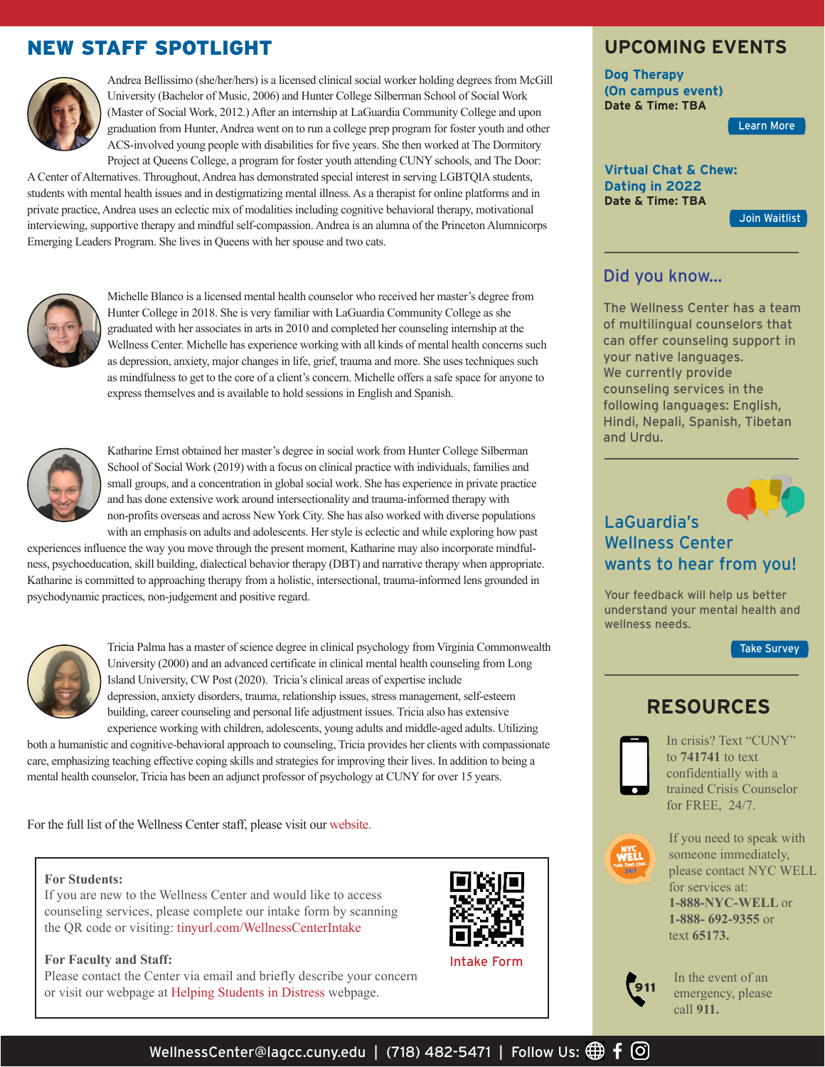## NEW STAFF SPOTLIGHT

Andrea Bellissimo (she/her/hers) is a licensed clinical social worker holding degrees from McGill University (Bachelor of Music, 2006) and Hunter College Silberman School of Social Work (Master of Social Work, 2012.) After an internship at LaGuardia Community College and upon graduation from Hunter, Andrea went on to run a college prep program for foster youth and other ACS-involved young people with disabilities for five years. She then worked at The Dormitory Project at Queens College, a program for foster youth attending CUNY schools, and The Door: A Center of Alternatives. Throughout, Andrea has demonstrated special interest in serving LGBTQIA students, students with mental health issues and in destigmatizing mental illness. As a therapist for online platforms and in private practice, Andrea uses an eclectic mix of modalities including cognitive behavioral therapy, motivational interviewing, supportive therapy and mindful self-compassion. Andrea is an alumna of the Princeton Alumnicorps Emerging Leaders Program. She lives in Queens with her spouse and two cats.

Michelle Blanco is a licensed mental health counselor who received her master's degree from Hunter College in 2018. She is very familiar with LaGuardia Community College as she graduated with her associates in arts in 2010 and completed her counseling internship at the Wellness Center. Michelle has experience working with all kinds of mental health concerns such as depression, anxiety, major changes in life, grief, trauma and more. She uses techniques such as mindfulness to get to the core of a client's concern. Michelle offers a safe space for anyone to express themselves and is available to hold sessions in English and Spanish.

Katharine Ernst obtained her master's degree in social work from Hunter College Silberman School of Social Work (2019) with a focus on clinical practice with individuals, families and small groups, and a concentration in global social work. She has experience in private practice and has done extensive work around intersectionality and trauma-informed therapy with non-profits overseas and across New York City. She has also worked with diverse populations with an emphasis on adults and adolescents. Her style is eclectic and while exploring how past experiences influence the way you move through the present moment, Katharine may also incorporate mindful-ness, psychoeducation, skill building, dialectical behavior therapy (DBT) and narrative therapy when appropriate. Katharine is committed to approaching therapy from a holistic, intersectional, trauma-informed lens grounded in psychodynamic practices, non-judgement and positive regard.

Tricia Palma has a master of science degree in clinical psychology from Virginia Commonwealth University (2000) and an advanced certificate in clinical mental health counseling from Long Island University, CW Post (2020). Tricia's clinical areas of expertise include depression, anxiety disorders, trauma, relationship issues, stress management, self-esteem building, career counseling and personal life adjustment issues. Tricia also has extensive experience working with children, adolescents, young adults and middle-aged adults. Utilizing both a humanistic and cognitive-behavioral approach to counseling, Tricia provides her clients with compassionate care, emphasizing teaching effective coping skills and strategies for improving their lives. In addition to being a mental health counselor, Tricia has been an adjunct professor of psychology at CUNY for over 15 years.

For the full list of the Wellness Center staff, please visit our website.

**For Students:**
If you are new to the Wellness Center and would like to access counseling services, please complete our intake form by scanning the QR code or visiting: tinyurl.com/WellnessCenterIntake

Intake Form

**For Faculty and Staff:**
Please contact the Center via email and briefly describe your concern or visit our webpage at Helping Students in Distress webpage.

## UPCOMING EVENTS

**Dog Therapy (On campus event)**
**Date & Time: TBA**

Learn More

**Virtual Chat & Chew: Dating in 2022**
**Date & Time: TBA**

Join Waitlist

### Did you know...

The Wellness Center has a team of multilingual counselors that can offer counseling support in your native languages.
We currently provide counseling services in the following languages: English, Hindi, Nepali, Spanish, Tibetan and Urdu.

### LaGuardia's Wellness Center wants to hear from you!

Your feedback will help us better understand your mental health and wellness needs.

Take Survey

## RESOURCES

In crisis? Text "CUNY" to **741741** to text confidentially with a trained Crisis Counselor for FREE, 24/7.

If you need to speak with someone immediately, please contact NYC WELL for services at: **1-888-NYC-WELL** or **1-888- 692-9355** or text **65173.**

In the event of an emergency, please call **911.**

WellnessCenter@lagcc.cuny.edu | (718) 482-5471 | Follow Us: